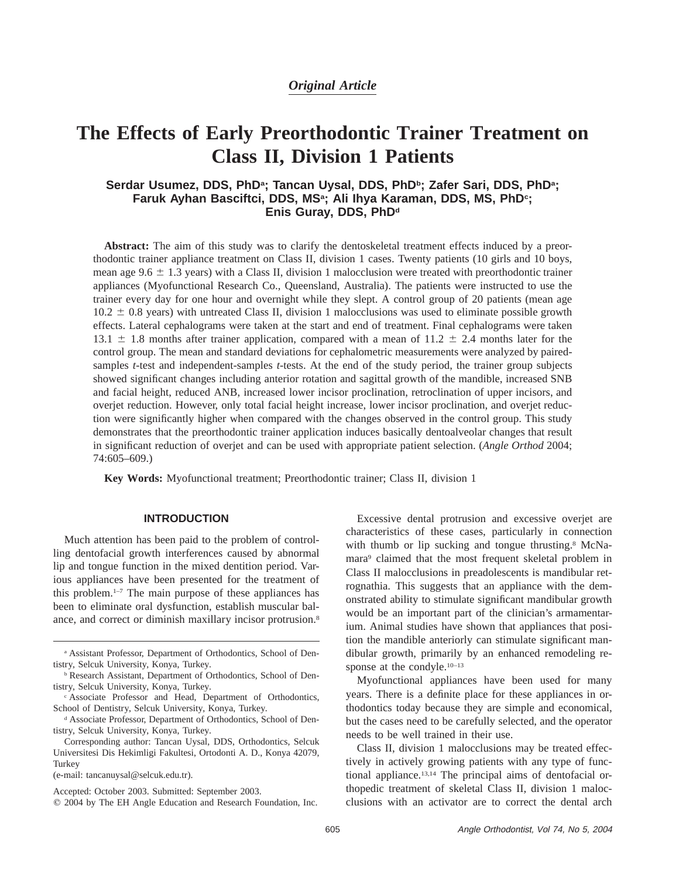*Original Article*

# The Effects of Early Preorthodontic Trainer Treatment on Class II, Division 1 Patients

**Serdar Usumez, DDS, PhD[a]; Tancan Uysal, DDS, PhD[b]; Zafer Sari, DDS, PhD[a]; Faruk Ayhan Basciftci, DDS, MS[a]; Ali Ihya Karaman, DDS, MS, PhD[c]; Enis Guray, DDS, PhD[d]**

**Abstract:** The aim of this study was to clarify the dentoskeletal treatment effects induced by a preorthodontic trainer appliance treatment on Class II, division 1 cases. Twenty patients (10 girls and 10 boys, mean age 9.6 ± 1.3 years) with a Class II, division 1 malocclusion were treated with preorthodontic trainer appliances (Myofunctional Research Co., Queensland, Australia). The patients were instructed to use the trainer every day for one hour and overnight while they slept. A control group of 20 patients (mean age 10.2 ± 0.8 years) with untreated Class II, division 1 malocclusions was used to eliminate possible growth effects. Lateral cephalograms were taken at the start and end of treatment. Final cephalograms were taken 13.1 ± 1.8 months after trainer application, compared with a mean of 11.2 ± 2.4 months later for the control group. The mean and standard deviations for cephalometric measurements were analyzed by paired-samples *t*-test and independent-samples *t*-tests. At the end of the study period, the trainer group subjects showed significant changes including anterior rotation and sagittal growth of the mandible, increased SNB and facial height, reduced ANB, increased lower incisor proclination, retroclination of upper incisors, and overjet reduction. However, only total facial height increase, lower incisor proclination, and overjet reduction were significantly higher when compared with the changes observed in the control group. This study demonstrates that the preorthodontic trainer application induces basically dentoalveolar changes that result in significant reduction of overjet and can be used with appropriate patient selection. (*Angle Orthod* 2004; 74:605–609.)

**Key Words:** Myofunctional treatment; Preorthodontic trainer; Class II, division 1

## INTRODUCTION

Much attention has been paid to the problem of controlling dentofacial growth interferences caused by abnormal lip and tongue function in the mixed dentition period. Various appliances have been presented for the treatment of this problem.[1–7] The main purpose of these appliances has been to eliminate oral dysfunction, establish muscular balance, and correct or diminish maxillary incisor protrusion.[8]

Excessive dental protrusion and excessive overjet are characteristics of these cases, particularly in connection with thumb or lip sucking and tongue thrusting.[8] McNamara[9] claimed that the most frequent skeletal problem in Class II malocclusions in preadolescents is mandibular retrognathia. This suggests that an appliance with the demonstrated ability to stimulate significant mandibular growth would be an important part of the clinician's armamentarium. Animal studies have shown that appliances that position the mandible anteriorly can stimulate significant mandibular growth, primarily by an enhanced remodeling response at the condyle.[10–13]

Myofunctional appliances have been used for many years. There is a definite place for these appliances in orthodontics today because they are simple and economical, but the cases need to be carefully selected, and the operator needs to be well trained in their use.

Class II, division 1 malocclusions may be treated effectively in actively growing patients with any type of functional appliance.[13,14] The principal aims of dentofacial orthopedic treatment of skeletal Class II, division 1 malocclusions with an activator are to correct the dental arch

---

[a] Assistant Professor, Department of Orthodontics, School of Dentistry, Selcuk University, Konya, Turkey.

[b] Research Assistant, Department of Orthodontics, School of Dentistry, Selcuk University, Konya, Turkey.

[c] Associate Professor and Head, Department of Orthodontics, School of Dentistry, Selcuk University, Konya, Turkey.

[d] Associate Professor, Department of Orthodontics, School of Dentistry, Selcuk University, Konya, Turkey.

Corresponding author: Tancan Uysal, DDS, Orthodontics, Selcuk Universitesi Dis Hekimligi Fakultesi, Ortodonti A. D., Konya 42079, Turkey
(e-mail: tancanuysal@selcuk.edu.tr).

Accepted: October 2003. Submitted: September 2003.
© 2004 by The EH Angle Education and Research Foundation, Inc.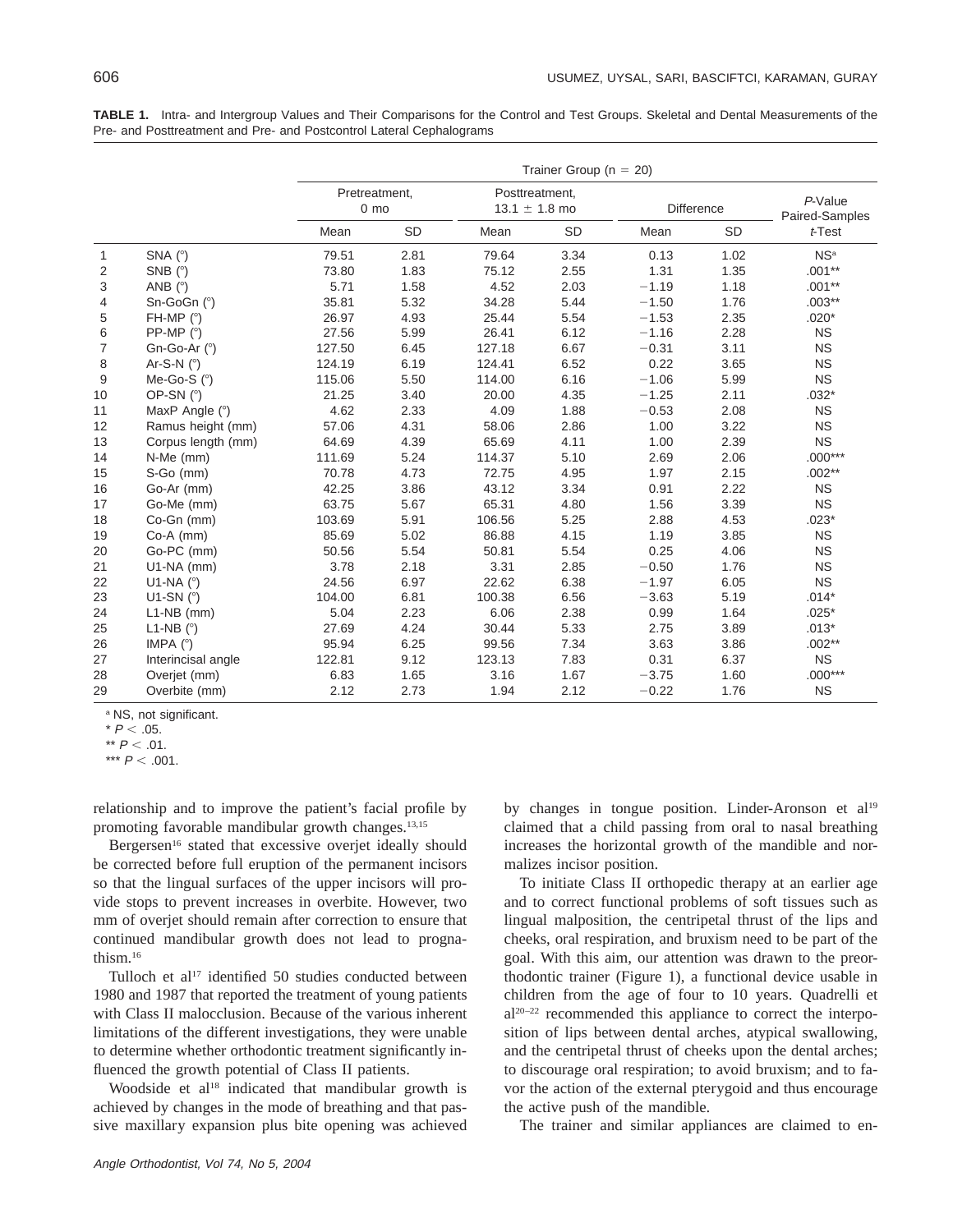**TABLE 1.** Intra- and Intergroup Values and Their Comparisons for the Control and Test Groups. Skeletal and Dental Measurements of the Pre- and Posttreatment and Pre- and Postcontrol Lateral Cephalograms

| | | Trainer Group (n = 20) | | | | | | |
|---|---|---|---|---|---|---|---|---|
| | | Pretreatment, 0 mo | | Posttreatment, 13.1 ± 1.8 mo | | Difference | | *P*-Value Paired-Samples |
| | | Mean | SD | Mean | SD | Mean | SD | *t*-Test |
| 1 | SNA (°) | 79.51 | 2.81 | 79.64 | 3.34 | 0.13 | 1.02 | NS[a] |
| 2 | SNB (°) | 73.80 | 1.83 | 75.12 | 2.55 | 1.31 | 1.35 | .001** |
| 3 | ANB (°) | 5.71 | 1.58 | 4.52 | 2.03 | −1.19 | 1.18 | .001** |
| 4 | Sn-GoGn (°) | 35.81 | 5.32 | 34.28 | 5.44 | −1.50 | 1.76 | .003** |
| 5 | FH-MP (°) | 26.97 | 4.93 | 25.44 | 5.54 | −1.53 | 2.35 | .020* |
| 6 | PP-MP (°) | 27.56 | 5.99 | 26.41 | 6.12 | −1.16 | 2.28 | NS |
| 7 | Gn-Go-Ar (°) | 127.50 | 6.45 | 127.18 | 6.67 | −0.31 | 3.11 | NS |
| 8 | Ar-S-N (°) | 124.19 | 6.19 | 124.41 | 6.52 | 0.22 | 3.65 | NS |
| 9 | Me-Go-S (°) | 115.06 | 5.50 | 114.00 | 6.16 | −1.06 | 5.99 | NS |
| 10 | OP-SN (°) | 21.25 | 3.40 | 20.00 | 4.35 | −1.25 | 2.11 | .032* |
| 11 | MaxP Angle (°) | 4.62 | 2.33 | 4.09 | 1.88 | −0.53 | 2.08 | NS |
| 12 | Ramus height (mm) | 57.06 | 4.31 | 58.06 | 2.86 | 1.00 | 3.22 | NS |
| 13 | Corpus length (mm) | 64.69 | 4.39 | 65.69 | 4.11 | 1.00 | 2.39 | NS |
| 14 | N-Me (mm) | 111.69 | 5.24 | 114.37 | 5.10 | 2.69 | 2.06 | .000*** |
| 15 | S-Go (mm) | 70.78 | 4.73 | 72.75 | 4.95 | 1.97 | 2.15 | .002** |
| 16 | Go-Ar (mm) | 42.25 | 3.86 | 43.12 | 3.34 | 0.91 | 2.22 | NS |
| 17 | Go-Me (mm) | 63.75 | 5.67 | 65.31 | 4.80 | 1.56 | 3.39 | NS |
| 18 | Co-Gn (mm) | 103.69 | 5.91 | 106.56 | 5.25 | 2.88 | 4.53 | .023* |
| 19 | Co-A (mm) | 85.69 | 5.02 | 86.88 | 4.15 | 1.19 | 3.85 | NS |
| 20 | Go-PC (mm) | 50.56 | 5.54 | 50.81 | 5.54 | 0.25 | 4.06 | NS |
| 21 | U1-NA (mm) | 3.78 | 2.18 | 3.31 | 2.85 | −0.50 | 1.76 | NS |
| 22 | U1-NA (°) | 24.56 | 6.97 | 22.62 | 6.38 | −1.97 | 6.05 | NS |
| 23 | U1-SN (°) | 104.00 | 6.81 | 100.38 | 6.56 | −3.63 | 5.19 | .014* |
| 24 | L1-NB (mm) | 5.04 | 2.23 | 6.06 | 2.38 | 0.99 | 1.64 | .025* |
| 25 | L1-NB (°) | 27.69 | 4.24 | 30.44 | 5.33 | 2.75 | 3.89 | .013* |
| 26 | IMPA (°) | 95.94 | 6.25 | 99.56 | 7.34 | 3.63 | 3.86 | .002** |
| 27 | Interincisal angle | 122.81 | 9.12 | 123.13 | 7.83 | 0.31 | 6.37 | NS |
| 28 | Overjet (mm) | 6.83 | 1.65 | 3.16 | 1.67 | −3.75 | 1.60 | .000*** |
| 29 | Overbite (mm) | 2.12 | 2.73 | 1.94 | 2.12 | −0.22 | 1.76 | NS |

[a] NS, not significant.

* $P < .05$.

** $P < .01$.

*** $P < .001$.

relationship and to improve the patient's facial profile by promoting favorable mandibular growth changes.[13,15]

Bergersen[16] stated that excessive overjet ideally should be corrected before full eruption of the permanent incisors so that the lingual surfaces of the upper incisors will provide stops to prevent increases in overbite. However, two mm of overjet should remain after correction to ensure that continued mandibular growth does not lead to prognathism.[16]

Tulloch et al[17] identified 50 studies conducted between 1980 and 1987 that reported the treatment of young patients with Class II malocclusion. Because of the various inherent limitations of the different investigations, they were unable to determine whether orthodontic treatment significantly influenced the growth potential of Class II patients.

Woodside et al[18] indicated that mandibular growth is achieved by changes in the mode of breathing and that passive maxillary expansion plus bite opening was achieved by changes in tongue position. Linder-Aronson et al[19] claimed that a child passing from oral to nasal breathing increases the horizontal growth of the mandible and normalizes incisor position.

To initiate Class II orthopedic therapy at an earlier age and to correct functional problems of soft tissues such as lingual malposition, the centripetal thrust of the lips and cheeks, oral respiration, and bruxism need to be part of the goal. With this aim, our attention was drawn to the preorthodontic trainer (Figure 1), a functional device usable in children from the age of four to 10 years. Quadrelli et al[20–22] recommended this appliance to correct the interposition of lips between dental arches, atypical swallowing, and the centripetal thrust of cheeks upon the dental arches; to discourage oral respiration; to avoid bruxism; and to favor the action of the external pterygoid and thus encourage the active push of the mandible.

The trainer and similar appliances are claimed to en-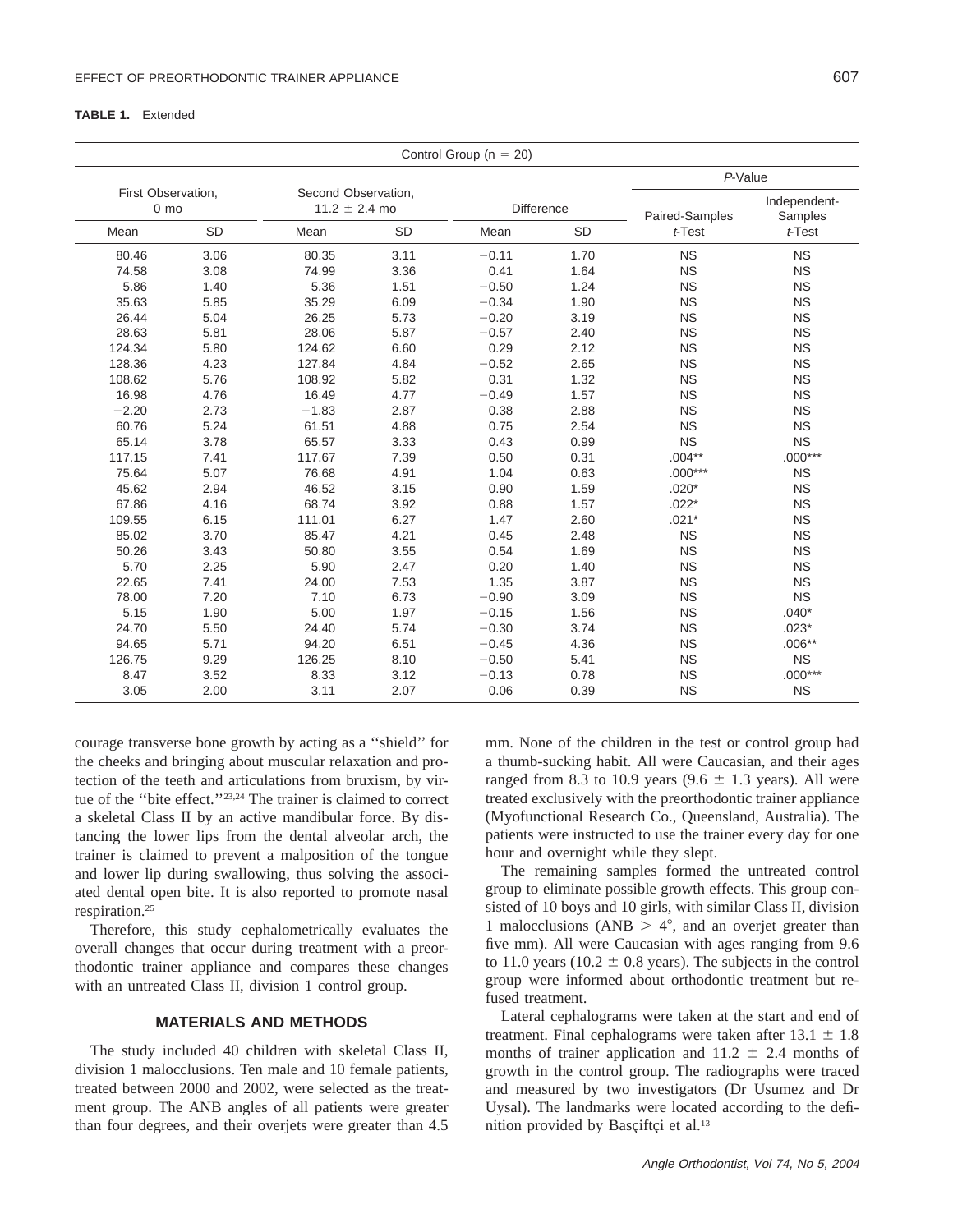**TABLE 1.** Extended

| Control Group (n = 20) | | | | | | | |
|---|---|---|---|---|---|---|---|
| First Observation, 0 mo | | Second Observation, 11.2 ± 2.4 mo | | Difference | | *P*-Value | |
| | | | | | | Paired-Samples *t*-Test | Independent-Samples *t*-Test |
| Mean | SD | Mean | SD | Mean | SD | | |
| 80.46 | 3.06 | 80.35 | 3.11 | −0.11 | 1.70 | NS | NS |
| 74.58 | 3.08 | 74.99 | 3.36 | 0.41 | 1.64 | NS | NS |
| 5.86 | 1.40 | 5.36 | 1.51 | −0.50 | 1.24 | NS | NS |
| 35.63 | 5.85 | 35.29 | 6.09 | −0.34 | 1.90 | NS | NS |
| 26.44 | 5.04 | 26.25 | 5.73 | −0.20 | 3.19 | NS | NS |
| 28.63 | 5.81 | 28.06 | 5.87 | −0.57 | 2.40 | NS | NS |
| 124.34 | 5.80 | 124.62 | 6.60 | 0.29 | 2.12 | NS | NS |
| 128.36 | 4.23 | 127.84 | 4.84 | −0.52 | 2.65 | NS | NS |
| 108.62 | 5.76 | 108.92 | 5.82 | 0.31 | 1.32 | NS | NS |
| 16.98 | 4.76 | 16.49 | 4.77 | −0.49 | 1.57 | NS | NS |
| −2.20 | 2.73 | −1.83 | 2.87 | 0.38 | 2.88 | NS | NS |
| 60.76 | 5.24 | 61.51 | 4.88 | 0.75 | 2.54 | NS | NS |
| 65.14 | 3.78 | 65.57 | 3.33 | 0.43 | 0.99 | NS | NS |
| 117.15 | 7.41 | 117.67 | 7.39 | 0.50 | 0.31 | .004** | .000*** |
| 75.64 | 5.07 | 76.68 | 4.91 | 1.04 | 0.63 | .000*** | NS |
| 45.62 | 2.94 | 46.52 | 3.15 | 0.90 | 1.59 | .020* | NS |
| 67.86 | 4.16 | 68.74 | 3.92 | 0.88 | 1.57 | .022* | NS |
| 109.55 | 6.15 | 111.01 | 6.27 | 1.47 | 2.60 | .021* | NS |
| 85.02 | 3.70 | 85.47 | 4.21 | 0.45 | 2.48 | NS | NS |
| 50.26 | 3.43 | 50.80 | 3.55 | 0.54 | 1.69 | NS | NS |
| 5.70 | 2.25 | 5.90 | 2.47 | 0.20 | 1.40 | NS | NS |
| 22.65 | 7.41 | 24.00 | 7.53 | 1.35 | 3.87 | NS | NS |
| 78.00 | 7.20 | 7.10 | 6.73 | −0.90 | 3.09 | NS | NS |
| 5.15 | 1.90 | 5.00 | 1.97 | −0.15 | 1.56 | NS | .040* |
| 24.70 | 5.50 | 24.40 | 5.74 | −0.30 | 3.74 | NS | .023* |
| 94.65 | 5.71 | 94.20 | 6.51 | −0.45 | 4.36 | NS | .006** |
| 126.75 | 9.29 | 126.25 | 8.10 | −0.50 | 5.41 | NS | NS |
| 8.47 | 3.52 | 8.33 | 3.12 | −0.13 | 0.78 | NS | .000*** |
| 3.05 | 2.00 | 3.11 | 2.07 | 0.06 | 0.39 | NS | NS |

courage transverse bone growth by acting as a ''shield'' for the cheeks and bringing about muscular relaxation and protection of the teeth and articulations from bruxism, by virtue of the ''bite effect.''[23,24] The trainer is claimed to correct a skeletal Class II by an active mandibular force. By distancing the lower lips from the dental alveolar arch, the trainer is claimed to prevent a malposition of the tongue and lower lip during swallowing, thus solving the associated dental open bite. It is also reported to promote nasal respiration.[25]

Therefore, this study cephalometrically evaluates the overall changes that occur during treatment with a preorthodontic trainer appliance and compares these changes with an untreated Class II, division 1 control group.

## MATERIALS AND METHODS

The study included 40 children with skeletal Class II, division 1 malocclusions. Ten male and 10 female patients, treated between 2000 and 2002, were selected as the treatment group. The ANB angles of all patients were greater than four degrees, and their overjets were greater than 4.5 mm. None of the children in the test or control group had a thumb-sucking habit. All were Caucasian, and their ages ranged from 8.3 to 10.9 years (9.6 ± 1.3 years). All were treated exclusively with the preorthodontic trainer appliance (Myofunctional Research Co., Queensland, Australia). The patients were instructed to use the trainer every day for one hour and overnight while they slept.

The remaining samples formed the untreated control group to eliminate possible growth effects. This group consisted of 10 boys and 10 girls, with similar Class II, division 1 malocclusions (ANB > 4°, and an overjet greater than five mm). All were Caucasian with ages ranging from 9.6 to 11.0 years (10.2 ± 0.8 years). The subjects in the control group were informed about orthodontic treatment but refused treatment.

Lateral cephalograms were taken at the start and end of treatment. Final cephalograms were taken after 13.1 ± 1.8 months of trainer application and 11.2 ± 2.4 months of growth in the control group. The radiographs were traced and measured by two investigators (Dr Usumez and Dr Uysal). The landmarks were located according to the definition provided by Basçiftçi et al.[13]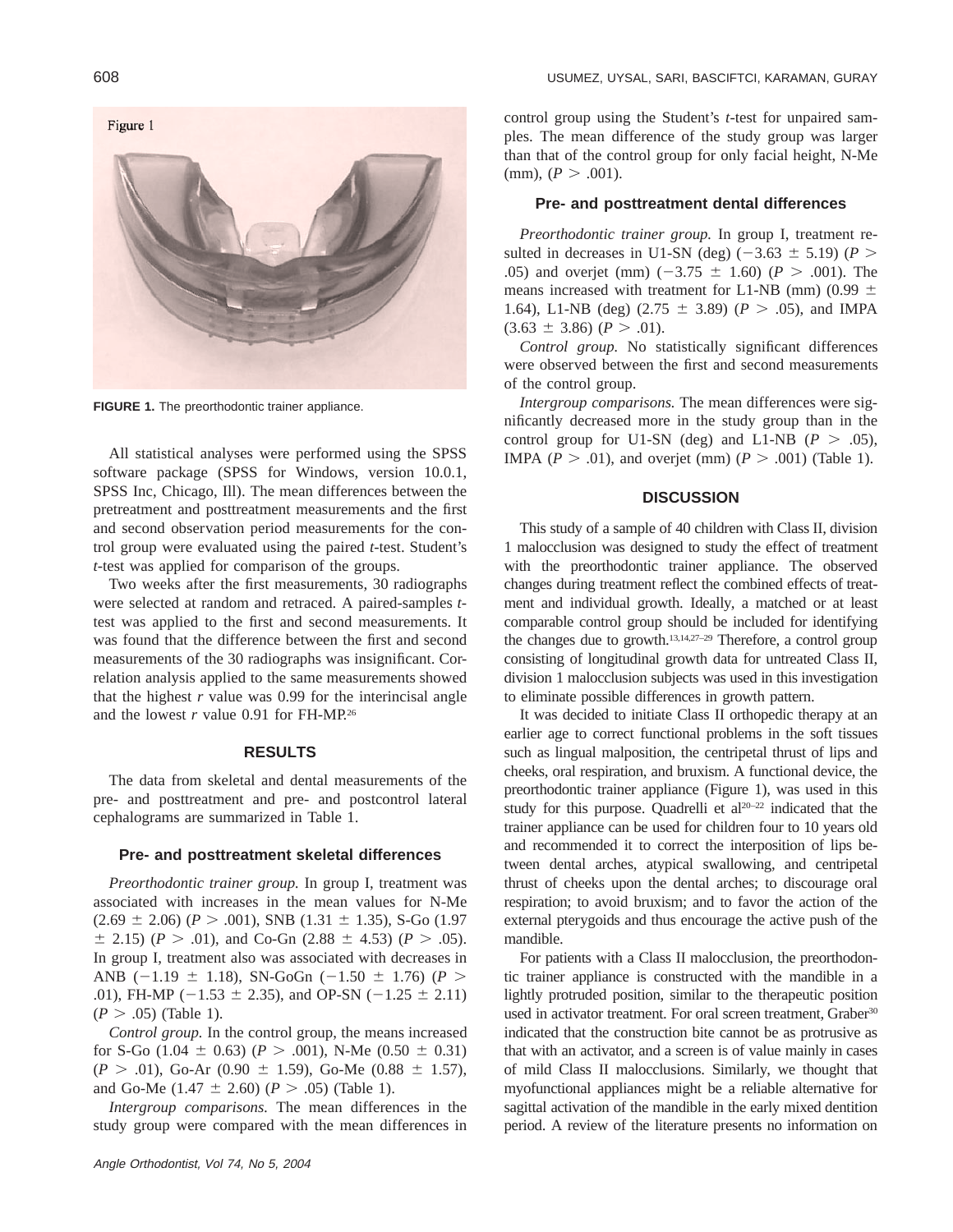FIGURE 1. The preorthodontic trainer appliance.

All statistical analyses were performed using the SPSS software package (SPSS for Windows, version 10.0.1, SPSS Inc, Chicago, Ill). The mean differences between the pretreatment and posttreatment measurements and the first and second observation period measurements for the control group were evaluated using the paired *t*-test. Student's *t*-test was applied for comparison of the groups.

Two weeks after the first measurements, 30 radiographs were selected at random and retraced. A paired-samples *t*-test was applied to the first and second measurements. It was found that the difference between the first and second measurements of the 30 radiographs was insignificant. Correlation analysis applied to the same measurements showed that the highest $r$ value was 0.99 for the interincisal angle and the lowest $r$ value 0.91 for FH-MP.[26]

## RESULTS

The data from skeletal and dental measurements of the pre- and posttreatment and pre- and postcontrol lateral cephalograms are summarized in Table 1.

### Pre- and posttreatment skeletal differences

*Preorthodontic trainer group.* In group I, treatment was associated with increases in the mean values for N-Me ($2.69 \pm 2.06$) ($P > .001$), SNB ($1.31 \pm 1.35$), S-Go ($1.97 \pm 2.15$) ($P > .01$), and Co-Gn ($2.88 \pm 4.53$) ($P > .05$). In group I, treatment also was associated with decreases in ANB ($-1.19 \pm 1.18$), SN-GoGn ($-1.50 \pm 1.76$) ($P > .01$), FH-MP ($-1.53 \pm 2.35$), and OP-SN ($-1.25 \pm 2.11$) ($P > .05$) (Table 1).

*Control group.* In the control group, the means increased for S-Go ($1.04 \pm 0.63$) ($P > .001$), N-Me ($0.50 \pm 0.31$) ($P > .01$), Go-Ar ($0.90 \pm 1.59$), Go-Me ($0.88 \pm 1.57$), and Go-Me ($1.47 \pm 2.60$) ($P > .05$) (Table 1).

*Intergroup comparisons.* The mean differences in the study group were compared with the mean differences in control group using the Student's *t*-test for unpaired samples. The mean difference of the study group was larger than that of the control group for only facial height, N-Me (mm), ($P > .001$).

### Pre- and posttreatment dental differences

*Preorthodontic trainer group.* In group I, treatment resulted in decreases in U1-SN (deg) ($-3.63 \pm 5.19$) ($P > .05$) and overjet (mm) ($-3.75 \pm 1.60$) ($P > .001$). The means increased with treatment for L1-NB (mm) ($0.99 \pm 1.64$), L1-NB (deg) ($2.75 \pm 3.89$) ($P > .05$), and IMPA ($3.63 \pm 3.86$) ($P > .01$).

*Control group.* No statistically significant differences were observed between the first and second measurements of the control group.

*Intergroup comparisons.* The mean differences were significantly decreased more in the study group than in the control group for U1-SN (deg) and L1-NB ($P > .05$), IMPA ($P > .01$), and overjet (mm) ($P > .001$) (Table 1).

## DISCUSSION

This study of a sample of 40 children with Class II, division 1 malocclusion was designed to study the effect of treatment with the preorthodontic trainer appliance. The observed changes during treatment reflect the combined effects of treatment and individual growth. Ideally, a matched or at least comparable control group should be included for identifying the changes due to growth.[13,14,27–29] Therefore, a control group consisting of longitudinal growth data for untreated Class II, division 1 malocclusion subjects was used in this investigation to eliminate possible differences in growth pattern.

It was decided to initiate Class II orthopedic therapy at an earlier age to correct functional problems in the soft tissues such as lingual malposition, the centripetal thrust of lips and cheeks, oral respiration, and bruxism. A functional device, the preorthodontic trainer appliance (Figure 1), was used in this study for this purpose. Quadrelli et al[20–22] indicated that the trainer appliance can be used for children four to 10 years old and recommended it to correct the interposition of lips between dental arches, atypical swallowing, and centripetal thrust of cheeks upon the dental arches; to discourage oral respiration; to avoid bruxism; and to favor the action of the external pterygoids and thus encourage the active push of the mandible.

For patients with a Class II malocclusion, the preorthodontic trainer appliance is constructed with the mandible in a lightly protruded position, similar to the therapeutic position used in activator treatment. For oral screen treatment, Graber[30] indicated that the construction bite cannot be as protrusive as that with an activator, and a screen is of value mainly in cases of mild Class II malocclusions. Similarly, we thought that myofunctional appliances might be a reliable alternative for sagittal activation of the mandible in the early mixed dentition period. A review of the literature presents no information on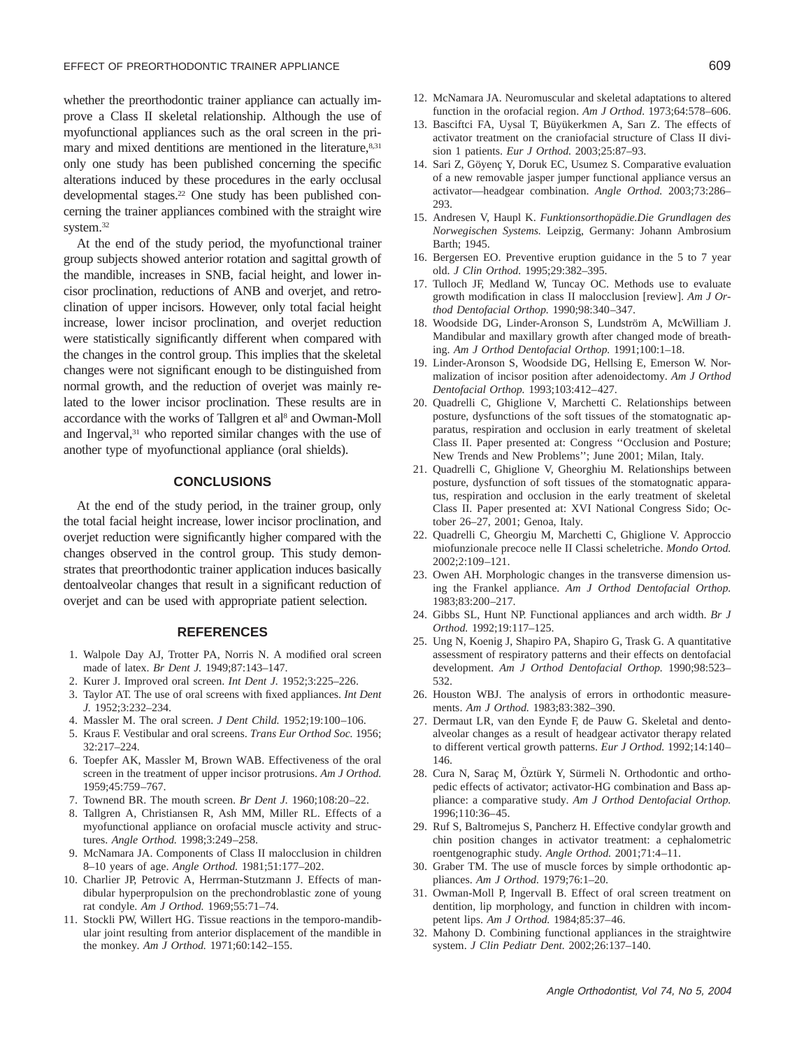whether the preorthodontic trainer appliance can actually improve a Class II skeletal relationship. Although the use of myofunctional appliances such as the oral screen in the primary and mixed dentitions are mentioned in the literature,[8,31] only one study has been published concerning the specific alterations induced by these procedures in the early occlusal developmental stages.[22] One study has been published concerning the trainer appliances combined with the straight wire system.[32]

At the end of the study period, the myofunctional trainer group subjects showed anterior rotation and sagittal growth of the mandible, increases in SNB, facial height, and lower incisor proclination, reductions of ANB and overjet, and retroclination of upper incisors. However, only total facial height increase, lower incisor proclination, and overjet reduction were statistically significantly different when compared with the changes in the control group. This implies that the skeletal changes were not significant enough to be distinguished from normal growth, and the reduction of overjet was mainly related to the lower incisor proclination. These results are in accordance with the works of Tallgren et al[8] and Owman-Moll and Ingerval,[31] who reported similar changes with the use of another type of myofunctional appliance (oral shields).

## CONCLUSIONS

At the end of the study period, in the trainer group, only the total facial height increase, lower incisor proclination, and overjet reduction were significantly higher compared with the changes observed in the control group. This study demonstrates that preorthodontic trainer application induces basically dentoalveolar changes that result in a significant reduction of overjet and can be used with appropriate patient selection.

## REFERENCES

1. Walpole Day AJ, Trotter PA, Norris N. A modified oral screen made of latex. *Br Dent J.* 1949;87:143–147.
2. Kurer J. Improved oral screen. *Int Dent J.* 1952;3:225–226.
3. Taylor AT. The use of oral screens with fixed appliances. *Int Dent J.* 1952;3:232–234.
4. Massler M. The oral screen. *J Dent Child.* 1952;19:100–106.
5. Kraus F. Vestibular and oral screens. *Trans Eur Orthod Soc.* 1956; 32:217–224.
6. Toepfer AK, Massler M, Brown WAB. Effectiveness of the oral screen in the treatment of upper incisor protrusions. *Am J Orthod.* 1959;45:759–767.
7. Townend BR. The mouth screen. *Br Dent J.* 1960;108:20–22.
8. Tallgren A, Christiansen R, Ash MM, Miller RL. Effects of a myofunctional appliance on orofacial muscle activity and structures. *Angle Orthod.* 1998;3:249–258.
9. McNamara JA. Components of Class II malocclusion in children 8–10 years of age. *Angle Orthod.* 1981;51:177–202.
10. Charlier JP, Petrovic A, Herrman-Stutzmann J. Effects of mandibular hyperpropulsion on the prechondroblastic zone of young rat condyle. *Am J Orthod.* 1969;55:71–74.
11. Stockli PW, Willert HG. Tissue reactions in the temporo-mandibular joint resulting from anterior displacement of the mandible in the monkey. *Am J Orthod.* 1971;60:142–155.
12. McNamara JA. Neuromuscular and skeletal adaptations to altered function in the orofacial region. *Am J Orthod.* 1973;64:578–606.
13. Basciftci FA, Uysal T, Büyükerkmen A, Sarı Z. The effects of activator treatment on the craniofacial structure of Class II division 1 patients. *Eur J Orthod.* 2003;25:87–93.
14. Sari Z, Göyenç Y, Doruk EC, Usumez S. Comparative evaluation of a new removable jasper jumper functional appliance versus an activator—headgear combination. *Angle Orthod.* 2003;73:286–293.
15. Andresen V, Haupl K. *Funktionsorthopädie.Die Grundlagen des Norwegischen Systems.* Leipzig, Germany: Johann Ambrosium Barth; 1945.
16. Bergersen EO. Preventive eruption guidance in the 5 to 7 year old. *J Clin Orthod.* 1995;29:382–395.
17. Tulloch JF, Medland W, Tuncay OC. Methods use to evaluate growth modification in class II malocclusion [review]. *Am J Orthod Dentofacial Orthop.* 1990;98:340–347.
18. Woodside DG, Linder-Aronson S, Lundström A, McWilliam J. Mandibular and maxillary growth after changed mode of breathing. *Am J Orthod Dentofacial Orthop.* 1991;100:1–18.
19. Linder-Aronson S, Woodside DG, Hellsing E, Emerson W. Normalization of incisor position after adenoidectomy. *Am J Orthod Dentofacial Orthop.* 1993;103:412–427.
20. Quadrelli C, Ghiglione V, Marchetti C. Relationships between posture, dysfunctions of the soft tissues of the stomatognatic apparatus, respiration and occlusion in early treatment of skeletal Class II. Paper presented at: Congress ''Occlusion and Posture; New Trends and New Problems''; June 2001; Milan, Italy.
21. Quadrelli C, Ghiglione V, Gheorghiu M. Relationships between posture, dysfunction of soft tissues of the stomatognatic apparatus, respiration and occlusion in the early treatment of skeletal Class II. Paper presented at: XVI National Congress Sido; October 26–27, 2001; Genoa, Italy.
22. Quadrelli C, Gheorgiu M, Marchetti C, Ghiglione V. Approccio miofunzionale precoce nelle II Classi scheletriche. *Mondo Ortod.* 2002;2:109–121.
23. Owen AH. Morphologic changes in the transverse dimension using the Frankel appliance. *Am J Orthod Dentofacial Orthop.* 1983;83:200–217.
24. Gibbs SL, Hunt NP. Functional appliances and arch width. *Br J Orthod.* 1992;19:117–125.
25. Ung N, Koenig J, Shapiro PA, Shapiro G, Trask G. A quantitative assessment of respiratory patterns and their effects on dentofacial development. *Am J Orthod Dentofacial Orthop.* 1990;98:523–532.
26. Houston WBJ. The analysis of errors in orthodontic measurements. *Am J Orthod.* 1983;83:382–390.
27. Dermaut LR, van den Eynde F, de Pauw G. Skeletal and dentoalveolar changes as a result of headgear activator therapy related to different vertical growth patterns. *Eur J Orthod.* 1992;14:140–146.
28. Cura N, Saraç M, Öztürk Y, Sürmeli N. Orthodontic and orthopedic effects of activator; activator-HG combination and Bass appliance: a comparative study. *Am J Orthod Dentofacial Orthop.* 1996;110:36–45.
29. Ruf S, Baltromejus S, Pancherz H. Effective condylar growth and chin position changes in activator treatment: a cephalometric roentgenographic study. *Angle Orthod.* 2001;71:4–11.
30. Graber TM. The use of muscle forces by simple orthodontic appliances. *Am J Orthod.* 1979;76:1–20.
31. Owman-Moll P, Ingervall B. Effect of oral screen treatment on dentition, lip morphology, and function in children with incompetent lips. *Am J Orthod.* 1984;85:37–46.
32. Mahony D. Combining functional appliances in the straightwire system. *J Clin Pediatr Dent.* 2002;26:137–140.